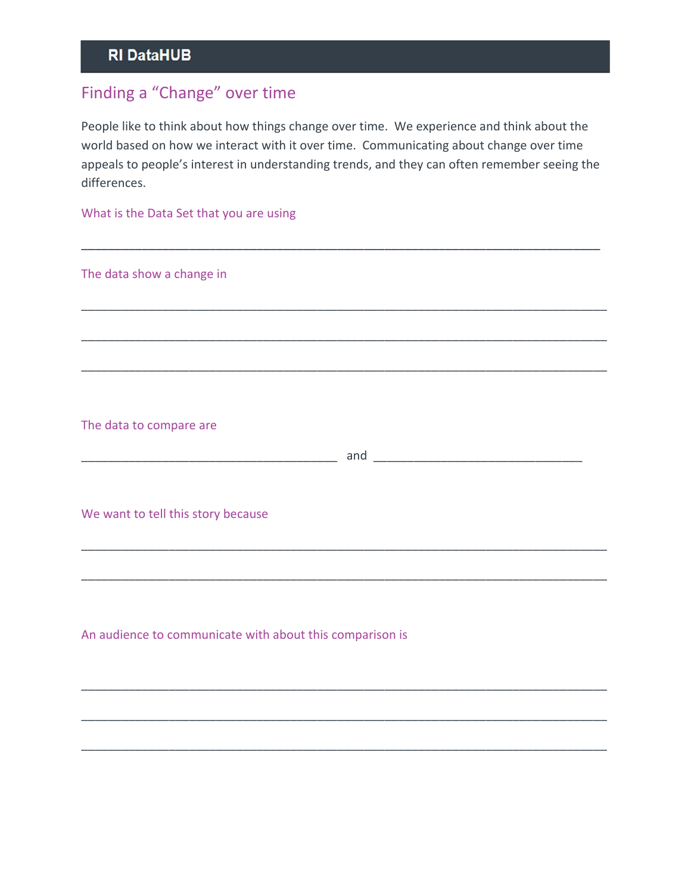# RI DataHUB

## Finding a "Change" over time

People like to think about how things change over time. We experience and think about the world based on how we interact with it over time. Communicating about change over time appeals to people's interest in understanding trends, and they can often remember seeing the differences.

### What is the Data Set that you are using

______________________________________________________________________________

### The data show a change in

______________________________________________________________________________

______________________________________________________________________________

______________________________________________________________________________

### The data to compare are

______________________________________ and _______________________________

### We want to tell this story because

______________________________________________________________________________

______________________________________________________________________________

### An audience to communicate with about this comparison is

______________________________________________________________________________

______________________________________________________________________________

______________________________________________________________________________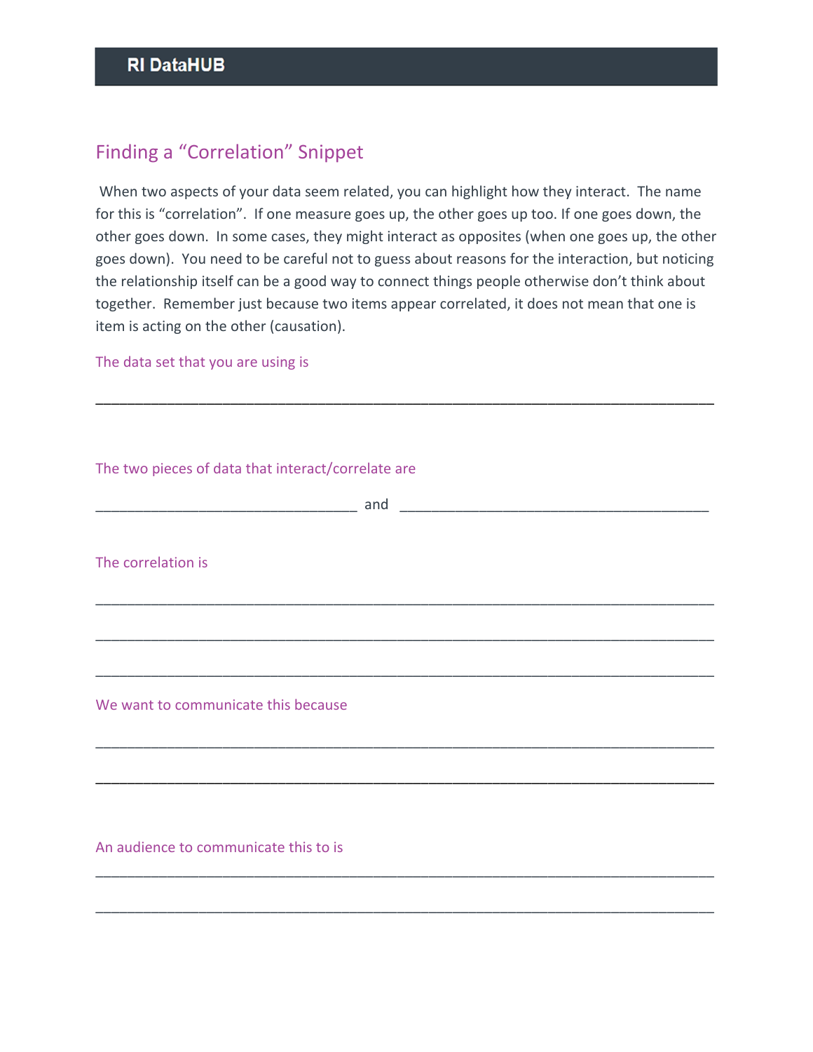## Finding a "Correlation" Snippet

When two aspects of your data seem related, you can highlight how they interact. The name for this is "correlation". If one measure goes up, the other goes up too. If one goes down, the other goes down. In some cases, they might interact as opposites (when one goes up, the other goes down). You need to be careful not to guess about reasons for the interaction, but noticing the relationship itself can be a good way to connect things people otherwise don't think about together. Remember just because two items appear correlated, it does not mean that one is item is acting on the other (causation).

The data set that you are using is

_______________________________________________________________________________

The two pieces of data that interact/correlate are

_________________________________ and _______________________________________

The correlation is

_______________________________________________________________________________

_______________________________________________________________________________

_______________________________________________________________________________

We want to communicate this because

_______________________________________________________________________________

_______________________________________________________________________________

An audience to communicate this to is

_______________________________________________________________________________

_______________________________________________________________________________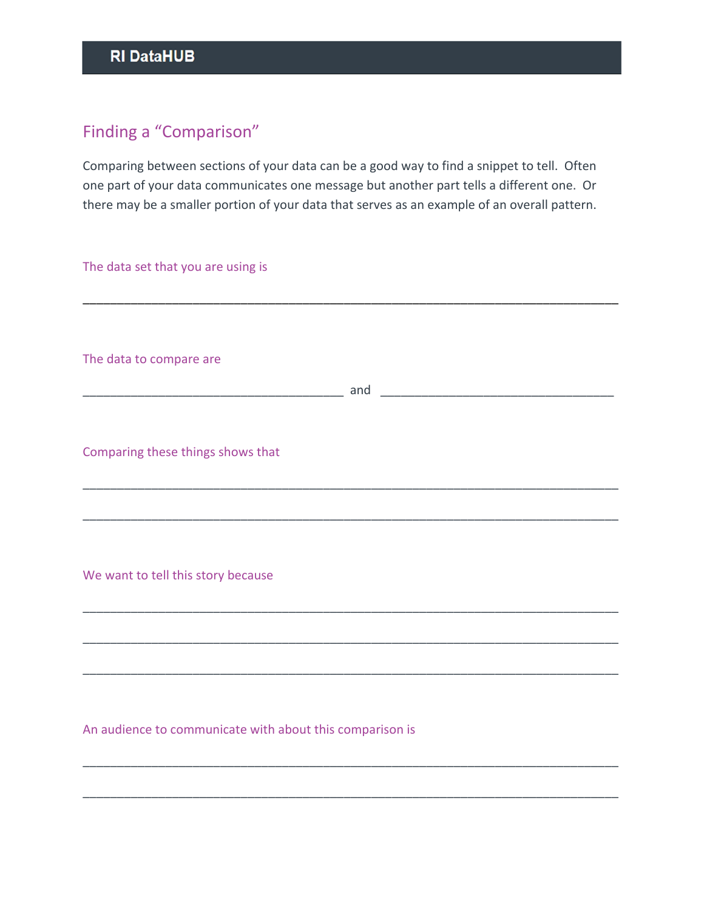# Finding a "Comparison"

Comparing between sections of your data can be a good way to find a snippet to tell. Often one part of your data communicates one message but another part tells a different one. Or there may be a smaller portion of your data that serves as an example of an overall pattern.

The data set that you are using is

______________________________________________________________________________

The data to compare are

______________________________________ and __________________________________

Comparing these things shows that

______________________________________________________________________________

______________________________________________________________________________

We want to tell this story because

______________________________________________________________________________

______________________________________________________________________________

______________________________________________________________________________

An audience to communicate with about this comparison is

______________________________________________________________________________

______________________________________________________________________________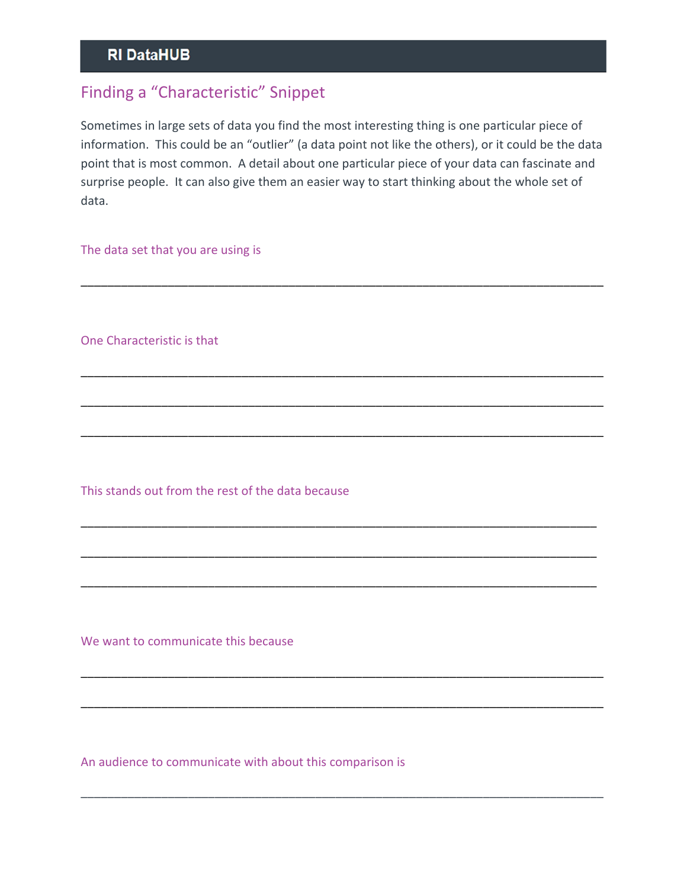# Finding a "Characteristic" Snippet

Sometimes in large sets of data you find the most interesting thing is one particular piece of information. This could be an "outlier" (a data point not like the others), or it could be the data point that is most common. A detail about one particular piece of your data can fascinate and surprise people. It can also give them an easier way to start thinking about the whole set of data.

The data set that you are using is

______________________________________________________________________________

One Characteristic is that

______________________________________________________________________________

______________________________________________________________________________

______________________________________________________________________________

This stands out from the rest of the data because

______________________________________________________________________________

______________________________________________________________________________

______________________________________________________________________________

We want to communicate this because

______________________________________________________________________________

______________________________________________________________________________

An audience to communicate with about this comparison is

______________________________________________________________________________